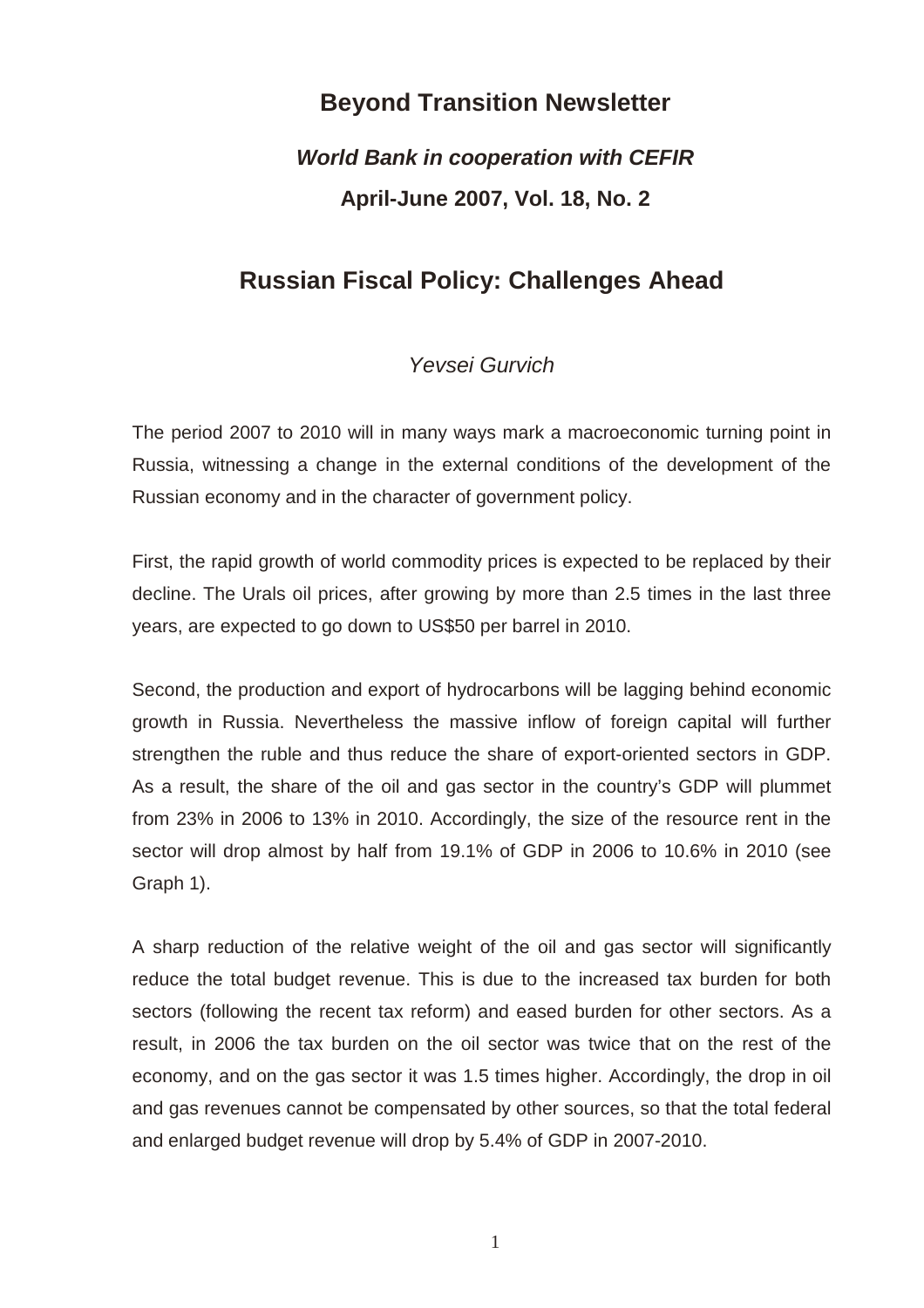# Beyond Transition Newsletter

***World Bank in cooperation with CEFIR***

**April-June 2007, Vol. 18, No. 2**

## Russian Fiscal Policy: Challenges Ahead

*Yevsei Gurvich*

The period 2007 to 2010 will in many ways mark a macroeconomic turning point in Russia, witnessing a change in the external conditions of the development of the Russian economy and in the character of government policy.

First, the rapid growth of world commodity prices is expected to be replaced by their decline. The Urals oil prices, after growing by more than 2.5 times in the last three years, are expected to go down to US$50 per barrel in 2010.

Second, the production and export of hydrocarbons will be lagging behind economic growth in Russia. Nevertheless the massive inflow of foreign capital will further strengthen the ruble and thus reduce the share of export-oriented sectors in GDP. As a result, the share of the oil and gas sector in the country's GDP will plummet from 23% in 2006 to 13% in 2010. Accordingly, the size of the resource rent in the sector will drop almost by half from 19.1% of GDP in 2006 to 10.6% in 2010 (see Graph 1).

A sharp reduction of the relative weight of the oil and gas sector will significantly reduce the total budget revenue. This is due to the increased tax burden for both sectors (following the recent tax reform) and eased burden for other sectors. As a result, in 2006 the tax burden on the oil sector was twice that on the rest of the economy, and on the gas sector it was 1.5 times higher. Accordingly, the drop in oil and gas revenues cannot be compensated by other sources, so that the total federal and enlarged budget revenue will drop by 5.4% of GDP in 2007-2010.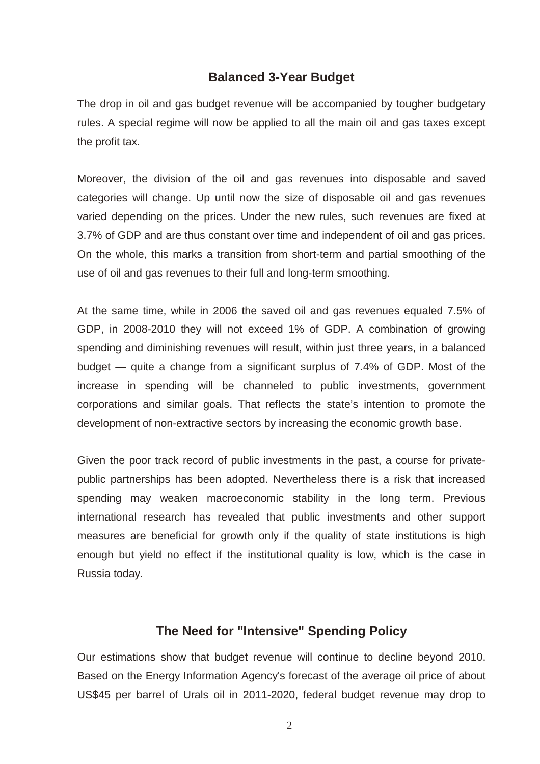## Balanced 3-Year Budget

The drop in oil and gas budget revenue will be accompanied by tougher budgetary rules. A special regime will now be applied to all the main oil and gas taxes except the profit tax.

Moreover, the division of the oil and gas revenues into disposable and saved categories will change. Up until now the size of disposable oil and gas revenues varied depending on the prices. Under the new rules, such revenues are fixed at 3.7% of GDP and are thus constant over time and independent of oil and gas prices. On the whole, this marks a transition from short-term and partial smoothing of the use of oil and gas revenues to their full and long-term smoothing.

At the same time, while in 2006 the saved oil and gas revenues equaled 7.5% of GDP, in 2008-2010 they will not exceed 1% of GDP. A combination of growing spending and diminishing revenues will result, within just three years, in a balanced budget — quite a change from a significant surplus of 7.4% of GDP. Most of the increase in spending will be channeled to public investments, government corporations and similar goals. That reflects the state's intention to promote the development of non-extractive sectors by increasing the economic growth base.

Given the poor track record of public investments in the past, a course for private-public partnerships has been adopted. Nevertheless there is a risk that increased spending may weaken macroeconomic stability in the long term. Previous international research has revealed that public investments and other support measures are beneficial for growth only if the quality of state institutions is high enough but yield no effect if the institutional quality is low, which is the case in Russia today.

## The Need for "Intensive" Spending Policy

Our estimations show that budget revenue will continue to decline beyond 2010. Based on the Energy Information Agency's forecast of the average oil price of about US$45 per barrel of Urals oil in 2011-2020, federal budget revenue may drop to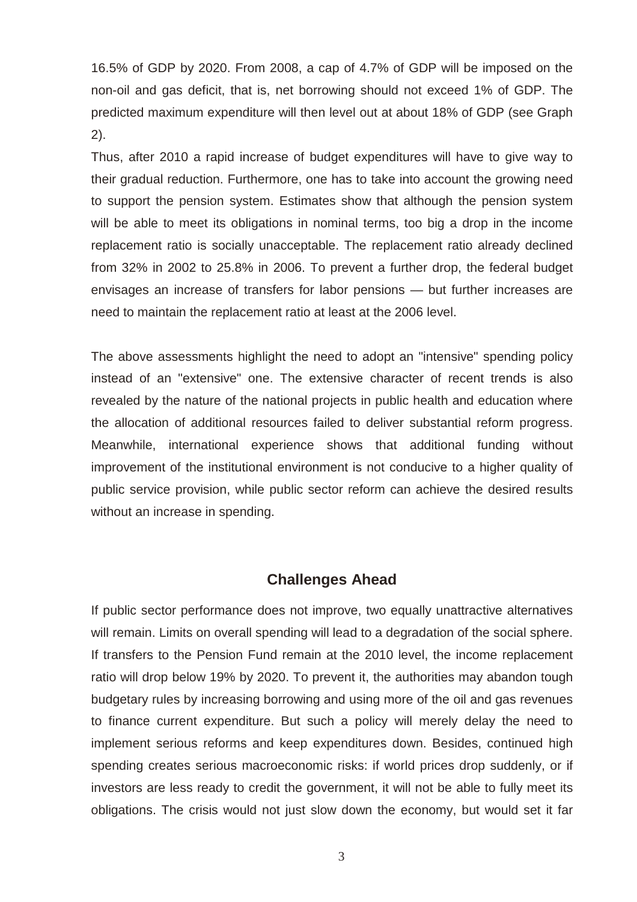16.5% of GDP by 2020. From 2008, a cap of 4.7% of GDP will be imposed on the non-oil and gas deficit, that is, net borrowing should not exceed 1% of GDP. The predicted maximum expenditure will then level out at about 18% of GDP (see Graph 2).

Thus, after 2010 a rapid increase of budget expenditures will have to give way to their gradual reduction. Furthermore, one has to take into account the growing need to support the pension system. Estimates show that although the pension system will be able to meet its obligations in nominal terms, too big a drop in the income replacement ratio is socially unacceptable. The replacement ratio already declined from 32% in 2002 to 25.8% in 2006. To prevent a further drop, the federal budget envisages an increase of transfers for labor pensions — but further increases are need to maintain the replacement ratio at least at the 2006 level.

The above assessments highlight the need to adopt an "intensive" spending policy instead of an "extensive" one. The extensive character of recent trends is also revealed by the nature of the national projects in public health and education where the allocation of additional resources failed to deliver substantial reform progress. Meanwhile, international experience shows that additional funding without improvement of the institutional environment is not conducive to a higher quality of public service provision, while public sector reform can achieve the desired results without an increase in spending.

## Challenges Ahead

If public sector performance does not improve, two equally unattractive alternatives will remain. Limits on overall spending will lead to a degradation of the social sphere. If transfers to the Pension Fund remain at the 2010 level, the income replacement ratio will drop below 19% by 2020. To prevent it, the authorities may abandon tough budgetary rules by increasing borrowing and using more of the oil and gas revenues to finance current expenditure. But such a policy will merely delay the need to implement serious reforms and keep expenditures down. Besides, continued high spending creates serious macroeconomic risks: if world prices drop suddenly, or if investors are less ready to credit the government, it will not be able to fully meet its obligations. The crisis would not just slow down the economy, but would set it far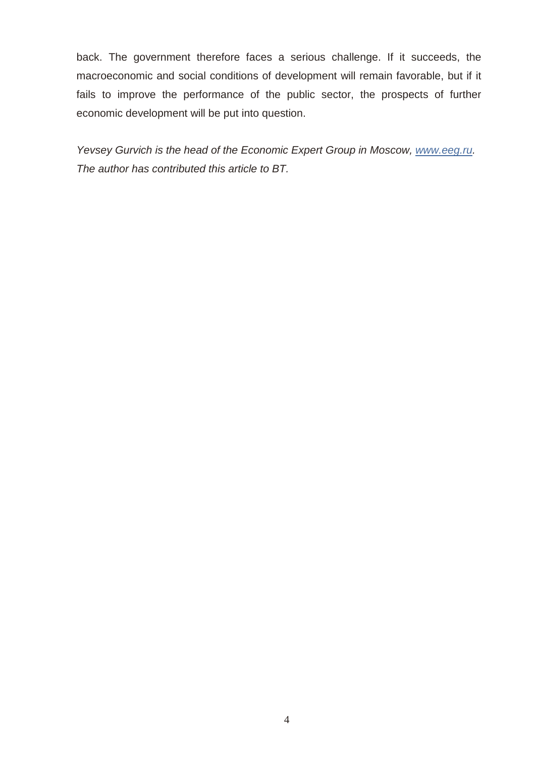back. The government therefore faces a serious challenge. If it succeeds, the macroeconomic and social conditions of development will remain favorable, but if it fails to improve the performance of the public sector, the prospects of further economic development will be put into question.

*Yevsey Gurvich is the head of the Economic Expert Group in Moscow, [www.eeg.ru](http://www.eeg.ru). The author has contributed this article to BT.*